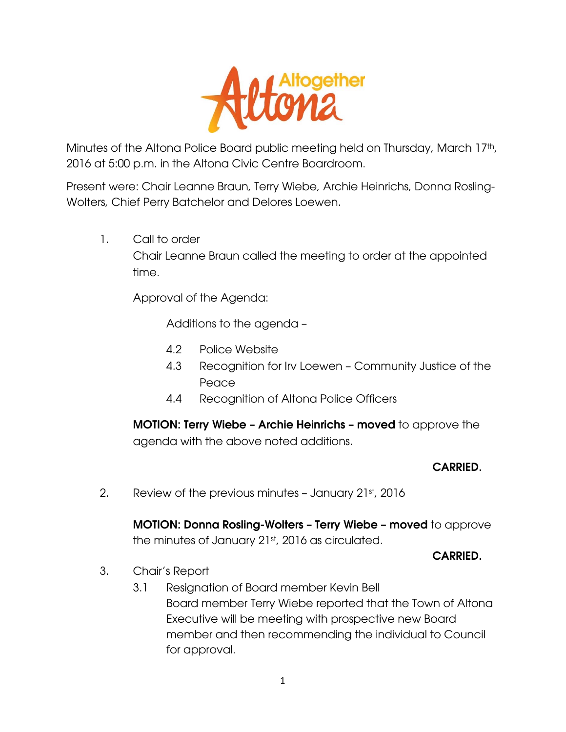Minutes of the Altona Police Board public meeting held on Thursday, March 17th, 2016 at 5:00 p.m. in the Altona Civic Centre Boardroom.

Present were: Chair Leanne Braun, Terry Wiebe, Archie Heinrichs, Donna Rosling-Wolters, Chief Perry Batchelor and Delores Loewen.

1. Call to order

   Chair Leanne Braun called the meeting to order at the appointed time.

   Approval of the Agenda:

   Additions to the agenda –

   4.2 Police Website
   4.3 Recognition for Irv Loewen – Community Justice of the Peace
   4.4 Recognition of Altona Police Officers

   **MOTION: Terry Wiebe – Archie Heinrichs – moved** to approve the agenda with the above noted additions.

   **CARRIED.**

2. Review of the previous minutes – January 21st, 2016

   **MOTION: Donna Rosling-Wolters – Terry Wiebe – moved** to approve the minutes of January 21st, 2016 as circulated.

   **CARRIED.**

3. Chair's Report

   3.1 Resignation of Board member Kevin Bell

   Board member Terry Wiebe reported that the Town of Altona Executive will be meeting with prospective new Board member and then recommending the individual to Council for approval.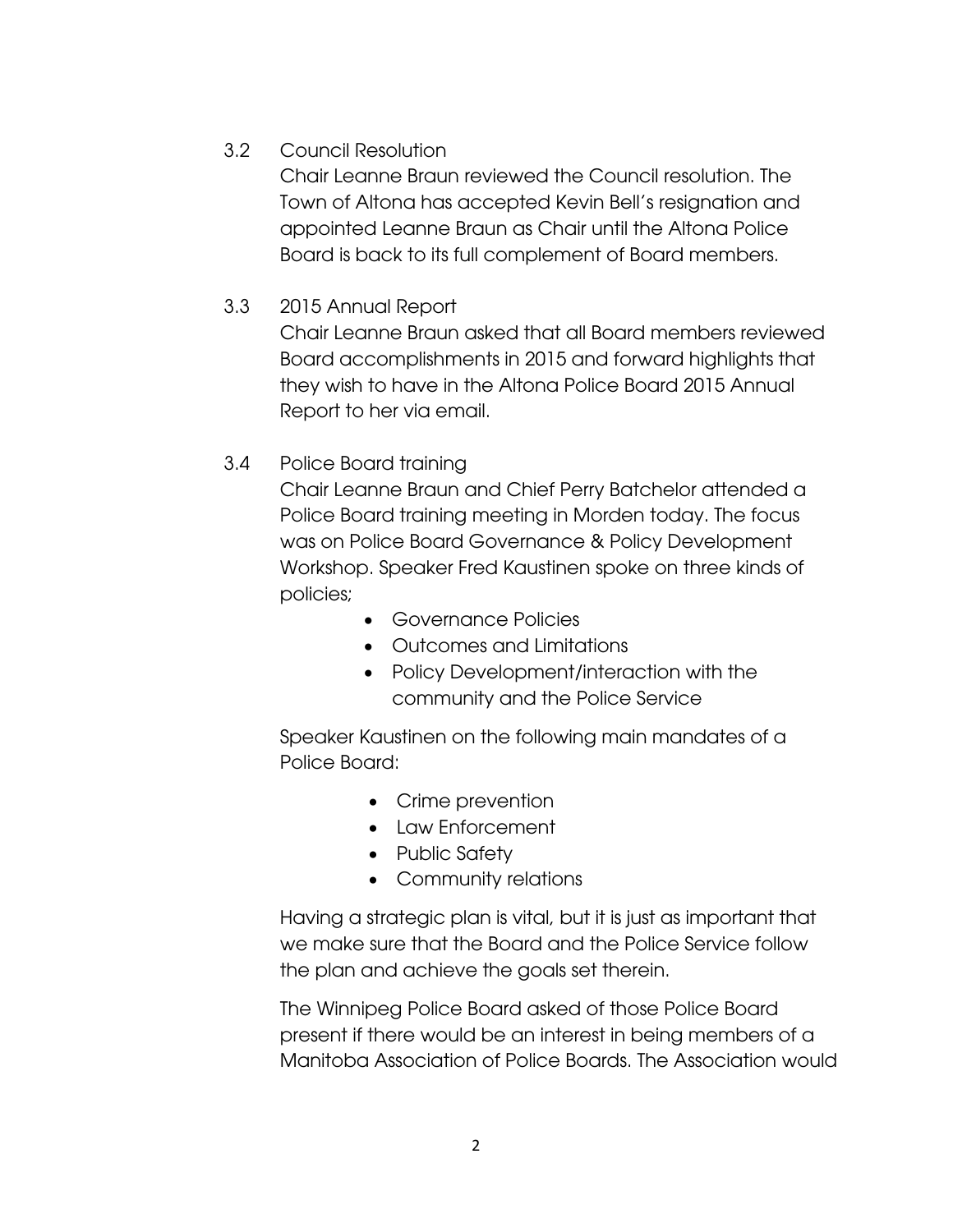3.2 Council Resolution

Chair Leanne Braun reviewed the Council resolution. The Town of Altona has accepted Kevin Bell's resignation and appointed Leanne Braun as Chair until the Altona Police Board is back to its full complement of Board members.

3.3 2015 Annual Report

Chair Leanne Braun asked that all Board members reviewed Board accomplishments in 2015 and forward highlights that they wish to have in the Altona Police Board 2015 Annual Report to her via email.

3.4 Police Board training

Chair Leanne Braun and Chief Perry Batchelor attended a Police Board training meeting in Morden today. The focus was on Police Board Governance & Policy Development Workshop. Speaker Fred Kaustinen spoke on three kinds of policies;

- Governance Policies
- Outcomes and Limitations
- Policy Development/interaction with the community and the Police Service

Speaker Kaustinen on the following main mandates of a Police Board:

- Crime prevention
- Law Enforcement
- Public Safety
- Community relations

Having a strategic plan is vital, but it is just as important that we make sure that the Board and the Police Service follow the plan and achieve the goals set therein.

The Winnipeg Police Board asked of those Police Board present if there would be an interest in being members of a Manitoba Association of Police Boards. The Association would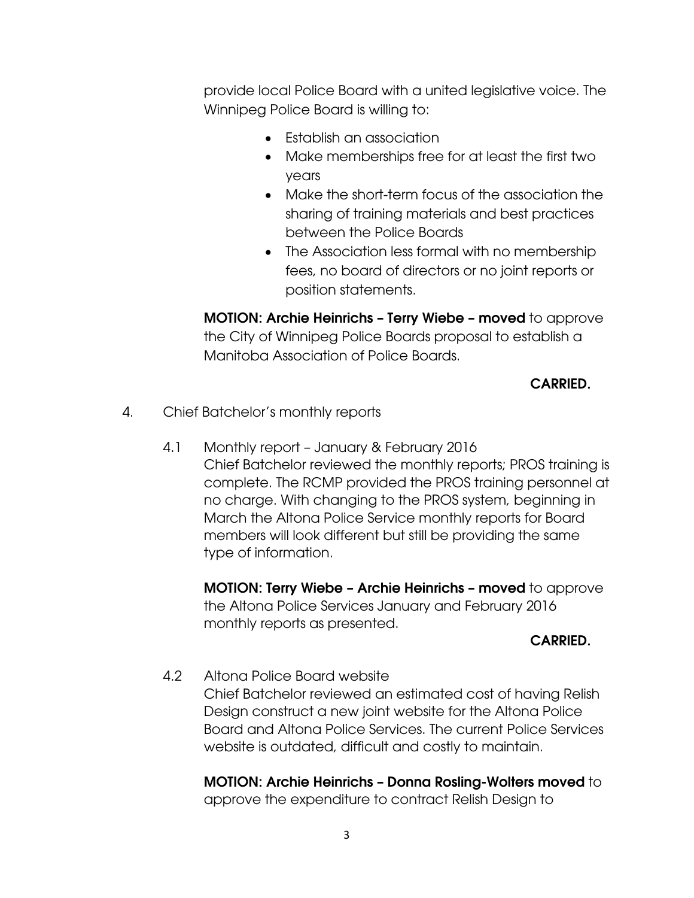provide local Police Board with a united legislative voice. The Winnipeg Police Board is willing to:

- Establish an association
- Make memberships free for at least the first two years
- Make the short-term focus of the association the sharing of training materials and best practices between the Police Boards
- The Association less formal with no membership fees, no board of directors or no joint reports or position statements.

**MOTION: Archie Heinrichs – Terry Wiebe – moved** to approve the City of Winnipeg Police Boards proposal to establish a Manitoba Association of Police Boards.

**CARRIED.**

4. Chief Batchelor's monthly reports

4.1 Monthly report – January & February 2016
Chief Batchelor reviewed the monthly reports; PROS training is complete. The RCMP provided the PROS training personnel at no charge. With changing to the PROS system, beginning in March the Altona Police Service monthly reports for Board members will look different but still be providing the same type of information.

**MOTION: Terry Wiebe – Archie Heinrichs – moved** to approve the Altona Police Services January and February 2016 monthly reports as presented.

**CARRIED.**

4.2 Altona Police Board website
Chief Batchelor reviewed an estimated cost of having Relish Design construct a new joint website for the Altona Police Board and Altona Police Services. The current Police Services website is outdated, difficult and costly to maintain.

**MOTION: Archie Heinrichs – Donna Rosling-Wolters moved** to approve the expenditure to contract Relish Design to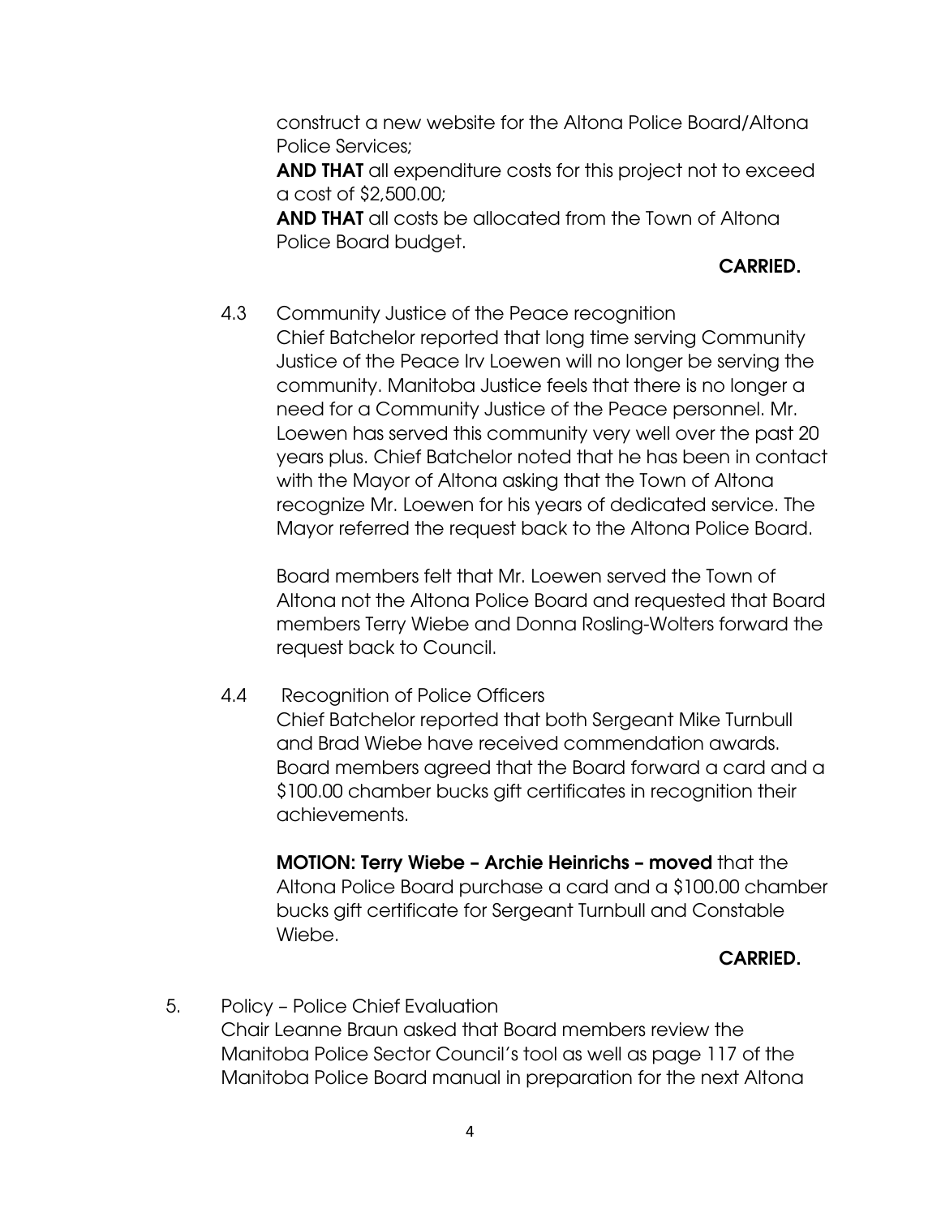construct a new website for the Altona Police Board/Altona Police Services;

**AND THAT** all expenditure costs for this project not to exceed a cost of $2,500.00;

**AND THAT** all costs be allocated from the Town of Altona Police Board budget.

**CARRIED.**

4.3 Community Justice of the Peace recognition

Chief Batchelor reported that long time serving Community Justice of the Peace Irv Loewen will no longer be serving the community. Manitoba Justice feels that there is no longer a need for a Community Justice of the Peace personnel. Mr. Loewen has served this community very well over the past 20 years plus. Chief Batchelor noted that he has been in contact with the Mayor of Altona asking that the Town of Altona recognize Mr. Loewen for his years of dedicated service. The Mayor referred the request back to the Altona Police Board.

Board members felt that Mr. Loewen served the Town of Altona not the Altona Police Board and requested that Board members Terry Wiebe and Donna Rosling-Wolters forward the request back to Council.

4.4 Recognition of Police Officers

Chief Batchelor reported that both Sergeant Mike Turnbull and Brad Wiebe have received commendation awards. Board members agreed that the Board forward a card and a $100.00 chamber bucks gift certificates in recognition their achievements.

**MOTION: Terry Wiebe – Archie Heinrichs – moved** that the Altona Police Board purchase a card and a $100.00 chamber bucks gift certificate for Sergeant Turnbull and Constable Wiebe.

**CARRIED.**

5. Policy – Police Chief Evaluation

Chair Leanne Braun asked that Board members review the Manitoba Police Sector Council's tool as well as page 117 of the Manitoba Police Board manual in preparation for the next Altona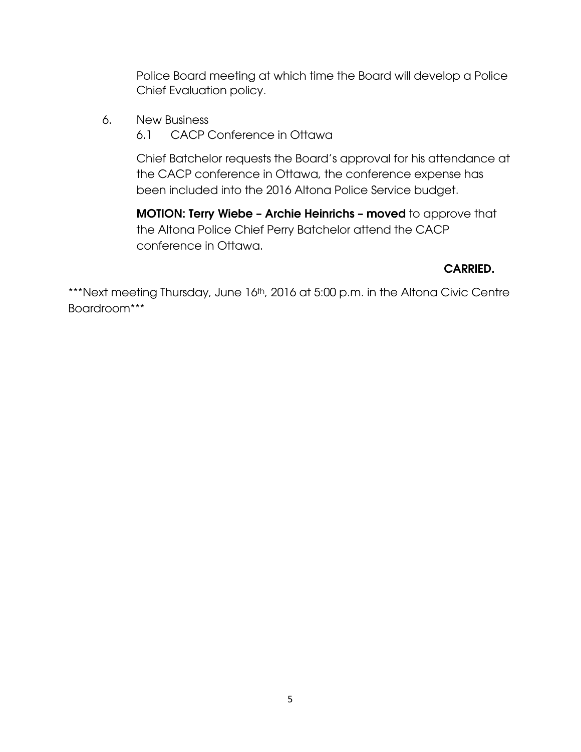Police Board meeting at which time the Board will develop a Police Chief Evaluation policy.

6. New Business
   6.1 CACP Conference in Ottawa

   Chief Batchelor requests the Board's approval for his attendance at the CACP conference in Ottawa, the conference expense has been included into the 2016 Altona Police Service budget.

   **MOTION: Terry Wiebe – Archie Heinrichs – moved** to approve that the Altona Police Chief Perry Batchelor attend the CACP conference in Ottawa.

   **CARRIED.**

***Next meeting Thursday, June 16th, 2016 at 5:00 p.m. in the Altona Civic Centre Boardroom***